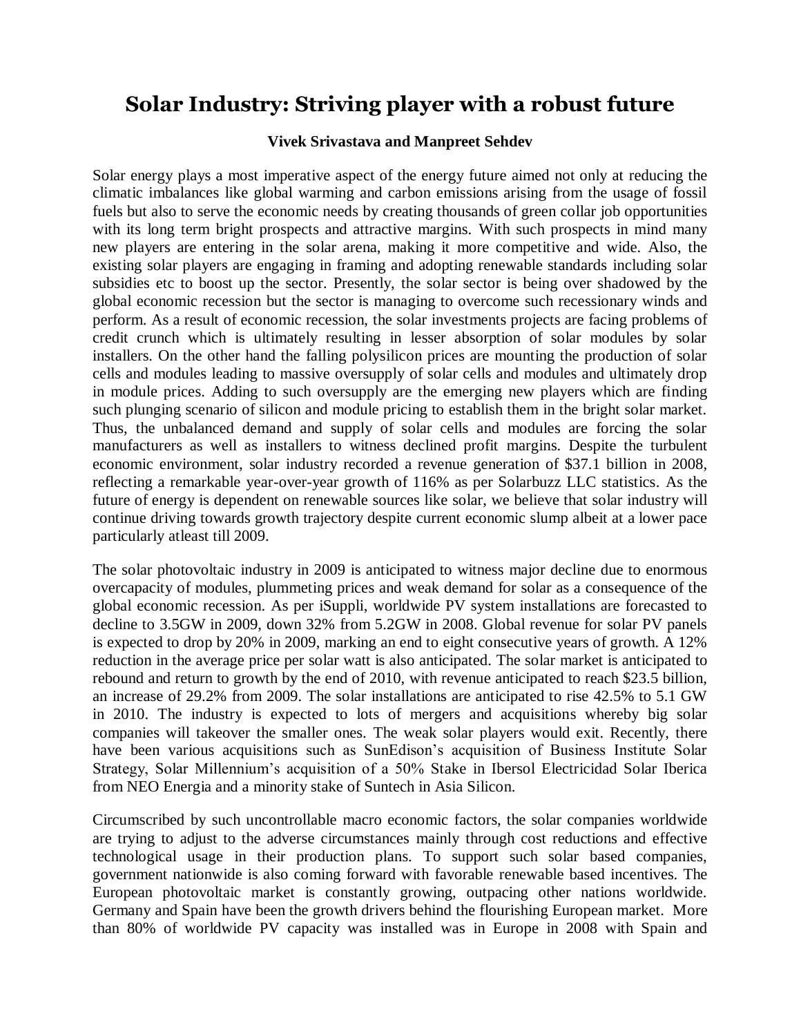# Solar Industry: Striving player with a robust future

**Vivek Srivastava and Manpreet Sehdev**

Solar energy plays a most imperative aspect of the energy future aimed not only at reducing the climatic imbalances like global warming and carbon emissions arising from the usage of fossil fuels but also to serve the economic needs by creating thousands of green collar job opportunities with its long term bright prospects and attractive margins. With such prospects in mind many new players are entering in the solar arena, making it more competitive and wide. Also, the existing solar players are engaging in framing and adopting renewable standards including solar subsidies etc to boost up the sector. Presently, the solar sector is being over shadowed by the global economic recession but the sector is managing to overcome such recessionary winds and perform. As a result of economic recession, the solar investments projects are facing problems of credit crunch which is ultimately resulting in lesser absorption of solar modules by solar installers. On the other hand the falling polysilicon prices are mounting the production of solar cells and modules leading to massive oversupply of solar cells and modules and ultimately drop in module prices. Adding to such oversupply are the emerging new players which are finding such plunging scenario of silicon and module pricing to establish them in the bright solar market. Thus, the unbalanced demand and supply of solar cells and modules are forcing the solar manufacturers as well as installers to witness declined profit margins. Despite the turbulent economic environment, solar industry recorded a revenue generation of $37.1 billion in 2008, reflecting a remarkable year-over-year growth of 116% as per Solarbuzz LLC statistics. As the future of energy is dependent on renewable sources like solar, we believe that solar industry will continue driving towards growth trajectory despite current economic slump albeit at a lower pace particularly atleast till 2009.

The solar photovoltaic industry in 2009 is anticipated to witness major decline due to enormous overcapacity of modules, plummeting prices and weak demand for solar as a consequence of the global economic recession. As per iSuppli, worldwide PV system installations are forecasted to decline to 3.5GW in 2009, down 32% from 5.2GW in 2008. Global revenue for solar PV panels is expected to drop by 20% in 2009, marking an end to eight consecutive years of growth. A 12% reduction in the average price per solar watt is also anticipated. The solar market is anticipated to rebound and return to growth by the end of 2010, with revenue anticipated to reach $23.5 billion, an increase of 29.2% from 2009. The solar installations are anticipated to rise 42.5% to 5.1 GW in 2010. The industry is expected to lots of mergers and acquisitions whereby big solar companies will takeover the smaller ones. The weak solar players would exit. Recently, there have been various acquisitions such as SunEdison's acquisition of Business Institute Solar Strategy, Solar Millennium's acquisition of a 50% Stake in Ibersol Electricidad Solar Iberica from NEO Energia and a minority stake of Suntech in Asia Silicon.

Circumscribed by such uncontrollable macro economic factors, the solar companies worldwide are trying to adjust to the adverse circumstances mainly through cost reductions and effective technological usage in their production plans. To support such solar based companies, government nationwide is also coming forward with favorable renewable based incentives. The European photovoltaic market is constantly growing, outpacing other nations worldwide. Germany and Spain have been the growth drivers behind the flourishing European market. More than 80% of worldwide PV capacity was installed was in Europe in 2008 with Spain and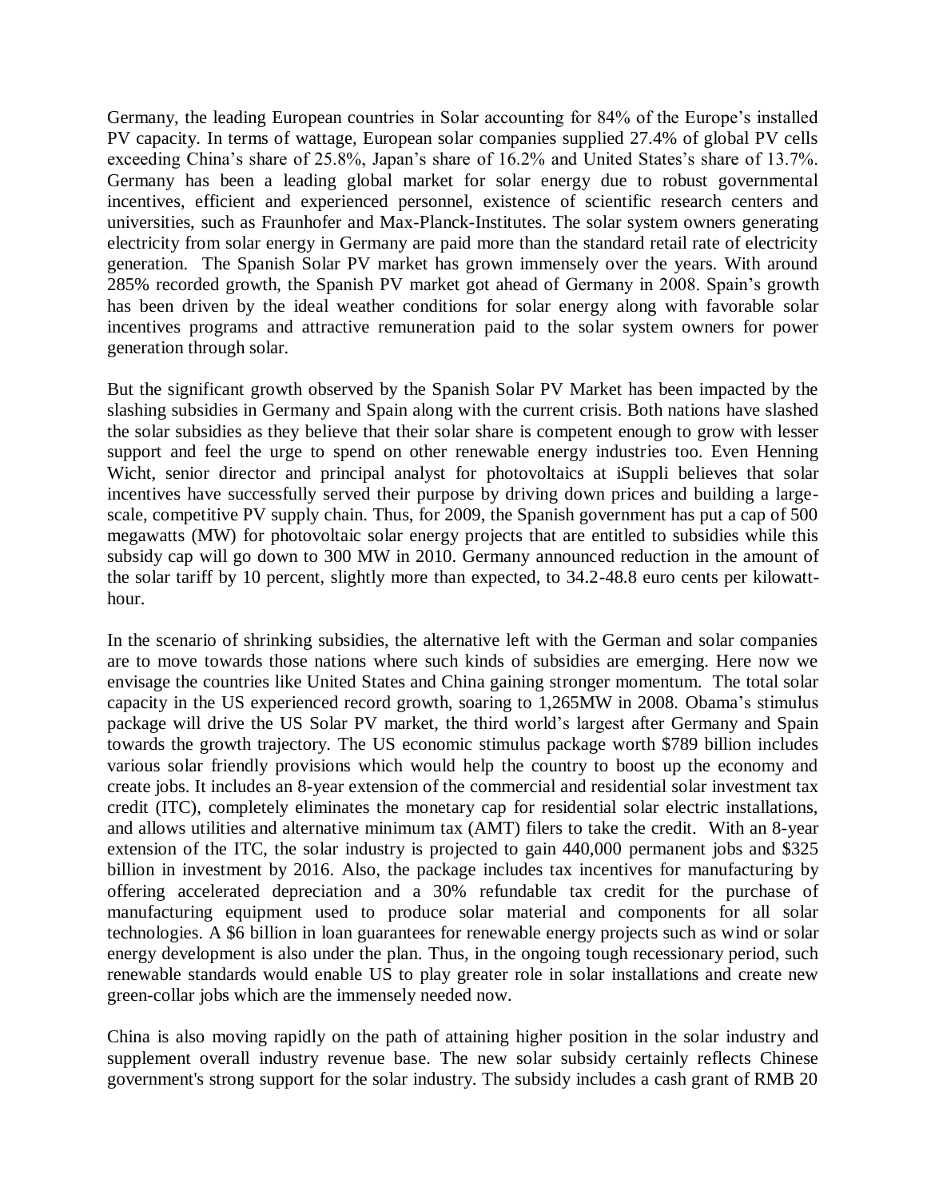Germany, the leading European countries in Solar accounting for 84% of the Europe's installed PV capacity. In terms of wattage, European solar companies supplied 27.4% of global PV cells exceeding China's share of 25.8%, Japan's share of 16.2% and United States's share of 13.7%. Germany has been a leading global market for solar energy due to robust governmental incentives, efficient and experienced personnel, existence of scientific research centers and universities, such as Fraunhofer and Max-Planck-Institutes. The solar system owners generating electricity from solar energy in Germany are paid more than the standard retail rate of electricity generation. The Spanish Solar PV market has grown immensely over the years. With around 285% recorded growth, the Spanish PV market got ahead of Germany in 2008. Spain's growth has been driven by the ideal weather conditions for solar energy along with favorable solar incentives programs and attractive remuneration paid to the solar system owners for power generation through solar.

But the significant growth observed by the Spanish Solar PV Market has been impacted by the slashing subsidies in Germany and Spain along with the current crisis. Both nations have slashed the solar subsidies as they believe that their solar share is competent enough to grow with lesser support and feel the urge to spend on other renewable energy industries too. Even Henning Wicht, senior director and principal analyst for photovoltaics at iSuppli believes that solar incentives have successfully served their purpose by driving down prices and building a large-scale, competitive PV supply chain. Thus, for 2009, the Spanish government has put a cap of 500 megawatts (MW) for photovoltaic solar energy projects that are entitled to subsidies while this subsidy cap will go down to 300 MW in 2010. Germany announced reduction in the amount of the solar tariff by 10 percent, slightly more than expected, to 34.2-48.8 euro cents per kilowatt-hour.

In the scenario of shrinking subsidies, the alternative left with the German and solar companies are to move towards those nations where such kinds of subsidies are emerging. Here now we envisage the countries like United States and China gaining stronger momentum. The total solar capacity in the US experienced record growth, soaring to 1,265MW in 2008. Obama's stimulus package will drive the US Solar PV market, the third world's largest after Germany and Spain towards the growth trajectory. The US economic stimulus package worth $789 billion includes various solar friendly provisions which would help the country to boost up the economy and create jobs. It includes an 8-year extension of the commercial and residential solar investment tax credit (ITC), completely eliminates the monetary cap for residential solar electric installations, and allows utilities and alternative minimum tax (AMT) filers to take the credit. With an 8-year extension of the ITC, the solar industry is projected to gain 440,000 permanent jobs and $325 billion in investment by 2016. Also, the package includes tax incentives for manufacturing by offering accelerated depreciation and a 30% refundable tax credit for the purchase of manufacturing equipment used to produce solar material and components for all solar technologies. A $6 billion in loan guarantees for renewable energy projects such as wind or solar energy development is also under the plan. Thus, in the ongoing tough recessionary period, such renewable standards would enable US to play greater role in solar installations and create new green-collar jobs which are the immensely needed now.

China is also moving rapidly on the path of attaining higher position in the solar industry and supplement overall industry revenue base. The new solar subsidy certainly reflects Chinese government's strong support for the solar industry. The subsidy includes a cash grant of RMB 20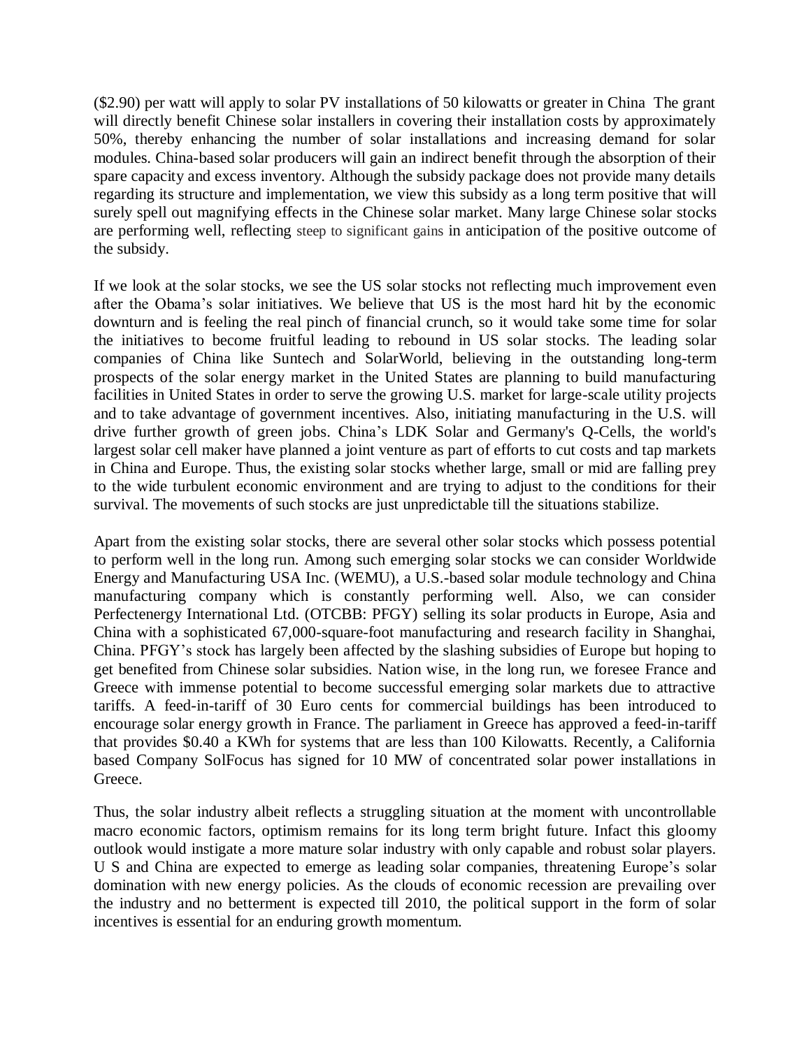($2.90) per watt will apply to solar PV installations of 50 kilowatts or greater in China The grant will directly benefit Chinese solar installers in covering their installation costs by approximately 50%, thereby enhancing the number of solar installations and increasing demand for solar modules. China-based solar producers will gain an indirect benefit through the absorption of their spare capacity and excess inventory. Although the subsidy package does not provide many details regarding its structure and implementation, we view this subsidy as a long term positive that will surely spell out magnifying effects in the Chinese solar market. Many large Chinese solar stocks are performing well, reflecting steep to significant gains in anticipation of the positive outcome of the subsidy.

If we look at the solar stocks, we see the US solar stocks not reflecting much improvement even after the Obama's solar initiatives. We believe that US is the most hard hit by the economic downturn and is feeling the real pinch of financial crunch, so it would take some time for solar the initiatives to become fruitful leading to rebound in US solar stocks. The leading solar companies of China like Suntech and SolarWorld, believing in the outstanding long-term prospects of the solar energy market in the United States are planning to build manufacturing facilities in United States in order to serve the growing U.S. market for large-scale utility projects and to take advantage of government incentives. Also, initiating manufacturing in the U.S. will drive further growth of green jobs. China's LDK Solar and Germany's Q-Cells, the world's largest solar cell maker have planned a joint venture as part of efforts to cut costs and tap markets in China and Europe. Thus, the existing solar stocks whether large, small or mid are falling prey to the wide turbulent economic environment and are trying to adjust to the conditions for their survival. The movements of such stocks are just unpredictable till the situations stabilize.

Apart from the existing solar stocks, there are several other solar stocks which possess potential to perform well in the long run. Among such emerging solar stocks we can consider Worldwide Energy and Manufacturing USA Inc. (WEMU), a U.S.-based solar module technology and China manufacturing company which is constantly performing well. Also, we can consider Perfectenergy International Ltd. (OTCBB: PFGY) selling its solar products in Europe, Asia and China with a sophisticated 67,000-square-foot manufacturing and research facility in Shanghai, China. PFGY's stock has largely been affected by the slashing subsidies of Europe but hoping to get benefited from Chinese solar subsidies. Nation wise, in the long run, we foresee France and Greece with immense potential to become successful emerging solar markets due to attractive tariffs. A feed-in-tariff of 30 Euro cents for commercial buildings has been introduced to encourage solar energy growth in France. The parliament in Greece has approved a feed-in-tariff that provides $0.40 a KWh for systems that are less than 100 Kilowatts. Recently, a California based Company SolFocus has signed for 10 MW of concentrated solar power installations in Greece.

Thus, the solar industry albeit reflects a struggling situation at the moment with uncontrollable macro economic factors, optimism remains for its long term bright future. Infact this gloomy outlook would instigate a more mature solar industry with only capable and robust solar players. U S and China are expected to emerge as leading solar companies, threatening Europe's solar domination with new energy policies. As the clouds of economic recession are prevailing over the industry and no betterment is expected till 2010, the political support in the form of solar incentives is essential for an enduring growth momentum.